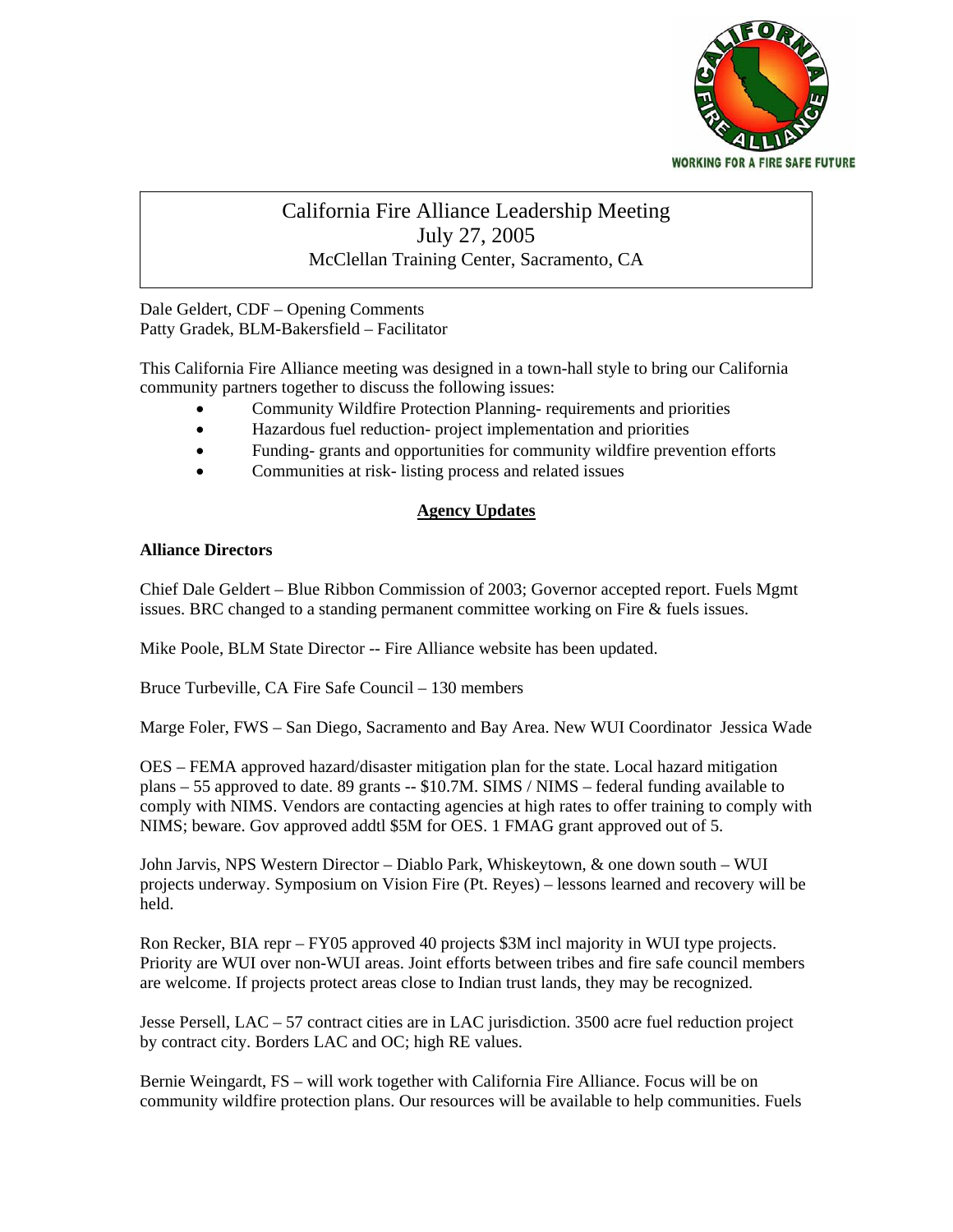WORKING FOR A FIRE SAFE FUTURE

# California Fire Alliance Leadership Meeting
## July 27, 2005
### McClellan Training Center, Sacramento, CA

Dale Geldert, CDF – Opening Comments
Patty Gradek, BLM-Bakersfield – Facilitator

This California Fire Alliance meeting was designed in a town-hall style to bring our California community partners together to discuss the following issues:

- Community Wildfire Protection Planning- requirements and priorities
- Hazardous fuel reduction- project implementation and priorities
- Funding- grants and opportunities for community wildfire prevention efforts
- Communities at risk- listing process and related issues

## Agency Updates

**Alliance Directors**

Chief Dale Geldert – Blue Ribbon Commission of 2003; Governor accepted report. Fuels Mgmt issues. BRC changed to a standing permanent committee working on Fire & fuels issues.

Mike Poole, BLM State Director -- Fire Alliance website has been updated.

Bruce Turbeville, CA Fire Safe Council – 130 members

Marge Foler, FWS – San Diego, Sacramento and Bay Area. New WUI Coordinator Jessica Wade

OES – FEMA approved hazard/disaster mitigation plan for the state. Local hazard mitigation plans – 55 approved to date. 89 grants -- $10.7M. SIMS / NIMS – federal funding available to comply with NIMS. Vendors are contacting agencies at high rates to offer training to comply with NIMS; beware. Gov approved addtl $5M for OES. 1 FMAG grant approved out of 5.

John Jarvis, NPS Western Director – Diablo Park, Whiskeytown, & one down south – WUI projects underway. Symposium on Vision Fire (Pt. Reyes) – lessons learned and recovery will be held.

Ron Recker, BIA repr – FY05 approved 40 projects $3M incl majority in WUI type projects. Priority are WUI over non-WUI areas. Joint efforts between tribes and fire safe council members are welcome. If projects protect areas close to Indian trust lands, they may be recognized.

Jesse Persell, LAC – 57 contract cities are in LAC jurisdiction. 3500 acre fuel reduction project by contract city. Borders LAC and OC; high RE values.

Bernie Weingardt, FS – will work together with California Fire Alliance. Focus will be on community wildfire protection plans. Our resources will be available to help communities. Fuels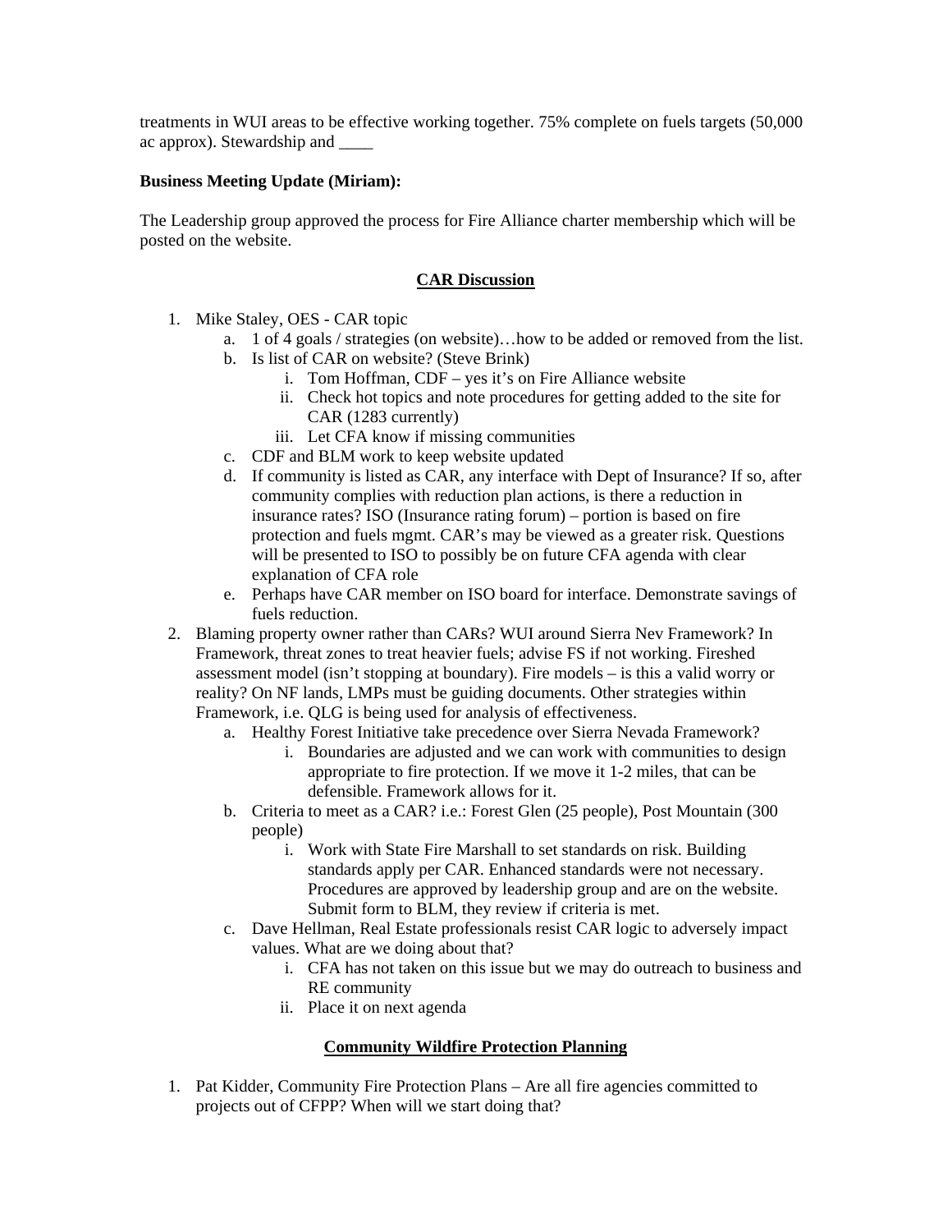treatments in WUI areas to be effective working together. 75% complete on fuels targets (50,000 ac approx). Stewardship and ____

**Business Meeting Update (Miriam):**

The Leadership group approved the process for Fire Alliance charter membership which will be posted on the website.

## CAR Discussion

1. Mike Staley, OES - CAR topic
   a. 1 of 4 goals / strategies (on website)…how to be added or removed from the list.
   b. Is list of CAR on website? (Steve Brink)
      i. Tom Hoffman, CDF – yes it's on Fire Alliance website
      ii. Check hot topics and note procedures for getting added to the site for CAR (1283 currently)
      iii. Let CFA know if missing communities
   c. CDF and BLM work to keep website updated
   d. If community is listed as CAR, any interface with Dept of Insurance? If so, after community complies with reduction plan actions, is there a reduction in insurance rates? ISO (Insurance rating forum) – portion is based on fire protection and fuels mgmt. CAR's may be viewed as a greater risk. Questions will be presented to ISO to possibly be on future CFA agenda with clear explanation of CFA role
   e. Perhaps have CAR member on ISO board for interface. Demonstrate savings of fuels reduction.
2. Blaming property owner rather than CARs? WUI around Sierra Nev Framework? In Framework, threat zones to treat heavier fuels; advise FS if not working. Fireshed assessment model (isn't stopping at boundary). Fire models – is this a valid worry or reality? On NF lands, LMPs must be guiding documents. Other strategies within Framework, i.e. QLG is being used for analysis of effectiveness.
   a. Healthy Forest Initiative take precedence over Sierra Nevada Framework?
      i. Boundaries are adjusted and we can work with communities to design appropriate to fire protection. If we move it 1-2 miles, that can be defensible. Framework allows for it.
   b. Criteria to meet as a CAR? i.e.: Forest Glen (25 people), Post Mountain (300 people)
      i. Work with State Fire Marshall to set standards on risk. Building standards apply per CAR. Enhanced standards were not necessary. Procedures are approved by leadership group and are on the website. Submit form to BLM, they review if criteria is met.
   c. Dave Hellman, Real Estate professionals resist CAR logic to adversely impact values. What are we doing about that?
      i. CFA has not taken on this issue but we may do outreach to business and RE community
      ii. Place it on next agenda

## Community Wildfire Protection Planning

1. Pat Kidder, Community Fire Protection Plans – Are all fire agencies committed to projects out of CFPP? When will we start doing that?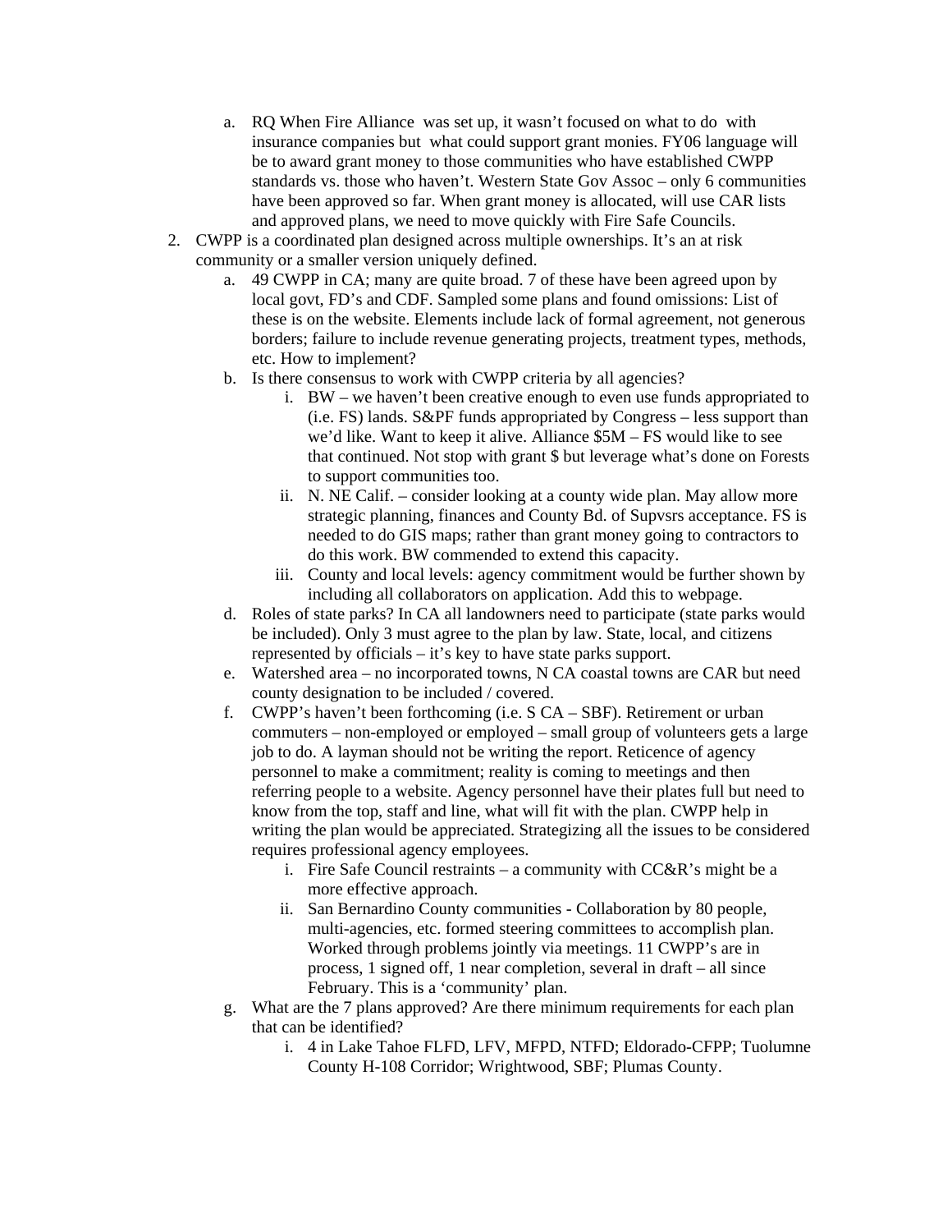a. RQ When Fire Alliance was set up, it wasn't focused on what to do with insurance companies but what could support grant monies. FY06 language will be to award grant money to those communities who have established CWPP standards vs. those who haven't. Western State Gov Assoc – only 6 communities have been approved so far. When grant money is allocated, will use CAR lists and approved plans, we need to move quickly with Fire Safe Councils.

2. CWPP is a coordinated plan designed across multiple ownerships. It's an at risk community or a smaller version uniquely defined.
   a. 49 CWPP in CA; many are quite broad. 7 of these have been agreed upon by local govt, FD's and CDF. Sampled some plans and found omissions: List of these is on the website. Elements include lack of formal agreement, not generous borders; failure to include revenue generating projects, treatment types, methods, etc. How to implement?
   b. Is there consensus to work with CWPP criteria by all agencies?
      i. BW – we haven't been creative enough to even use funds appropriated to (i.e. FS) lands. S&PF funds appropriated by Congress – less support than we'd like. Want to keep it alive. Alliance $5M – FS would like to see that continued. Not stop with grant $ but leverage what's done on Forests to support communities too.
      ii. N. NE Calif. – consider looking at a county wide plan. May allow more strategic planning, finances and County Bd. of Supvsrs acceptance. FS is needed to do GIS maps; rather than grant money going to contractors to do this work. BW commended to extend this capacity.
      iii. County and local levels: agency commitment would be further shown by including all collaborators on application. Add this to webpage.
   d. Roles of state parks? In CA all landowners need to participate (state parks would be included). Only 3 must agree to the plan by law. State, local, and citizens represented by officials – it's key to have state parks support.
   e. Watershed area – no incorporated towns, N CA coastal towns are CAR but need county designation to be included / covered.
   f. CWPP's haven't been forthcoming (i.e. S CA – SBF). Retirement or urban commuters – non-employed or employed – small group of volunteers gets a large job to do. A layman should not be writing the report. Reticence of agency personnel to make a commitment; reality is coming to meetings and then referring people to a website. Agency personnel have their plates full but need to know from the top, staff and line, what will fit with the plan. CWPP help in writing the plan would be appreciated. Strategizing all the issues to be considered requires professional agency employees.
      i. Fire Safe Council restraints – a community with CC&R's might be a more effective approach.
      ii. San Bernardino County communities - Collaboration by 80 people, multi-agencies, etc. formed steering committees to accomplish plan. Worked through problems jointly via meetings. 11 CWPP's are in process, 1 signed off, 1 near completion, several in draft – all since February. This is a 'community' plan.
   g. What are the 7 plans approved? Are there minimum requirements for each plan that can be identified?
      i. 4 in Lake Tahoe FLFD, LFV, MFPD, NTFD; Eldorado-CFPP; Tuolumne County H-108 Corridor; Wrightwood, SBF; Plumas County.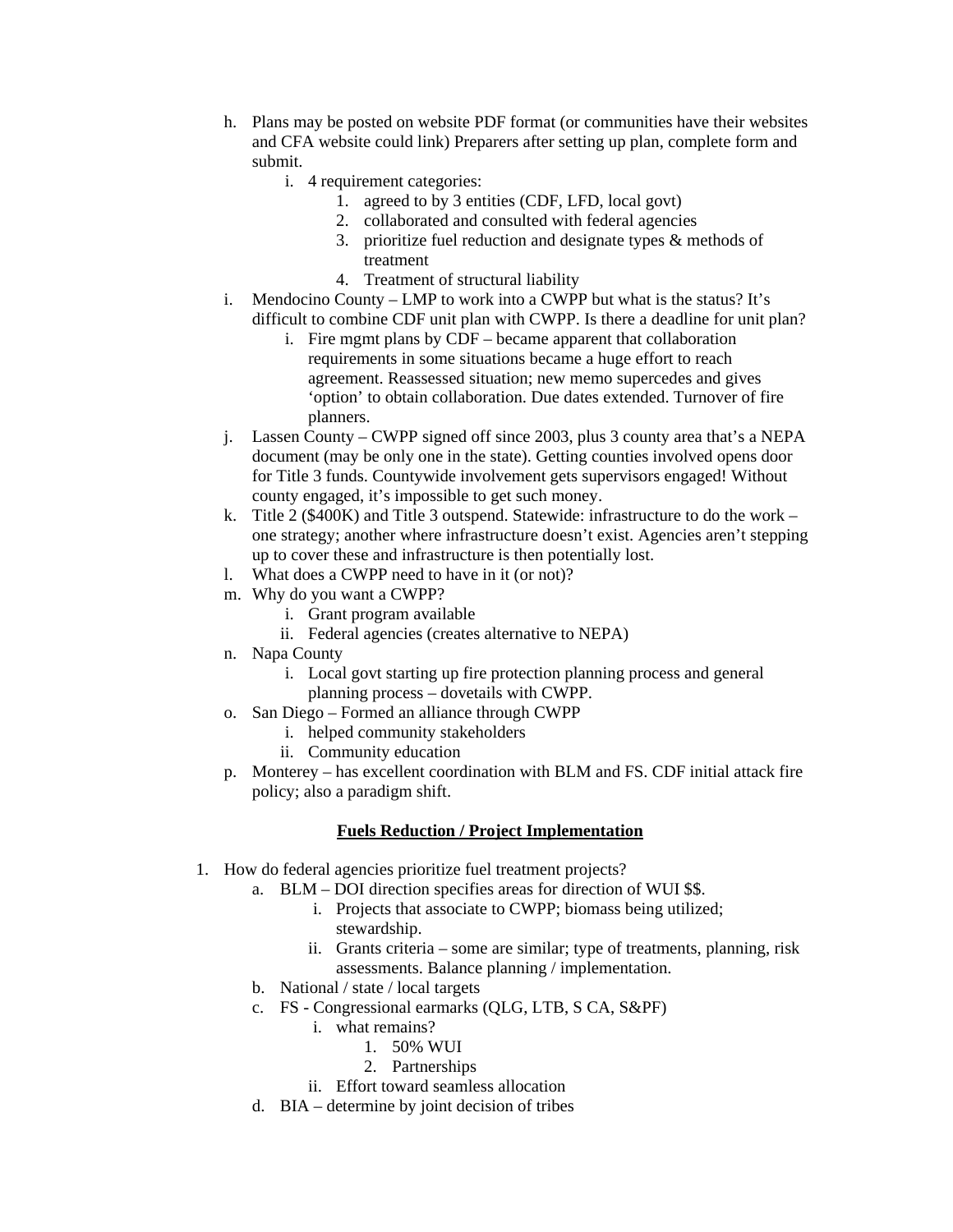h. Plans may be posted on website PDF format (or communities have their websites and CFA website could link) Preparers after setting up plan, complete form and submit.
    i. 4 requirement categories:
        1. agreed to by 3 entities (CDF, LFD, local govt)
        2. collaborated and consulted with federal agencies
        3. prioritize fuel reduction and designate types & methods of treatment
        4. Treatment of structural liability

i. Mendocino County – LMP to work into a CWPP but what is the status? It's difficult to combine CDF unit plan with CWPP. Is there a deadline for unit plan?
    i. Fire mgmt plans by CDF – became apparent that collaboration requirements in some situations became a huge effort to reach agreement. Reassessed situation; new memo supercedes and gives 'option' to obtain collaboration. Due dates extended. Turnover of fire planners.

j. Lassen County – CWPP signed off since 2003, plus 3 county area that's a NEPA document (may be only one in the state). Getting counties involved opens door for Title 3 funds. Countywide involvement gets supervisors engaged! Without county engaged, it's impossible to get such money.

k. Title 2 ($400K) and Title 3 outspend. Statewide: infrastructure to do the work – one strategy; another where infrastructure doesn't exist. Agencies aren't stepping up to cover these and infrastructure is then potentially lost.

l. What does a CWPP need to have in it (or not)?

m. Why do you want a CWPP?
    i. Grant program available
    ii. Federal agencies (creates alternative to NEPA)

n. Napa County
    i. Local govt starting up fire protection planning process and general planning process – dovetails with CWPP.

o. San Diego – Formed an alliance through CWPP
    i. helped community stakeholders
    ii. Community education

p. Monterey – has excellent coordination with BLM and FS. CDF initial attack fire policy; also a paradigm shift.

## Fuels Reduction / Project Implementation

1. How do federal agencies prioritize fuel treatment projects?
    a. BLM – DOI direction specifies areas for direction of WUI $$.
        i. Projects that associate to CWPP; biomass being utilized; stewardship.
        ii. Grants criteria – some are similar; type of treatments, planning, risk assessments. Balance planning / implementation.
    b. National / state / local targets
    c. FS - Congressional earmarks (QLG, LTB, S CA, S&PF)
        i. what remains?
            1. 50% WUI
            2. Partnerships
        ii. Effort toward seamless allocation
    d. BIA – determine by joint decision of tribes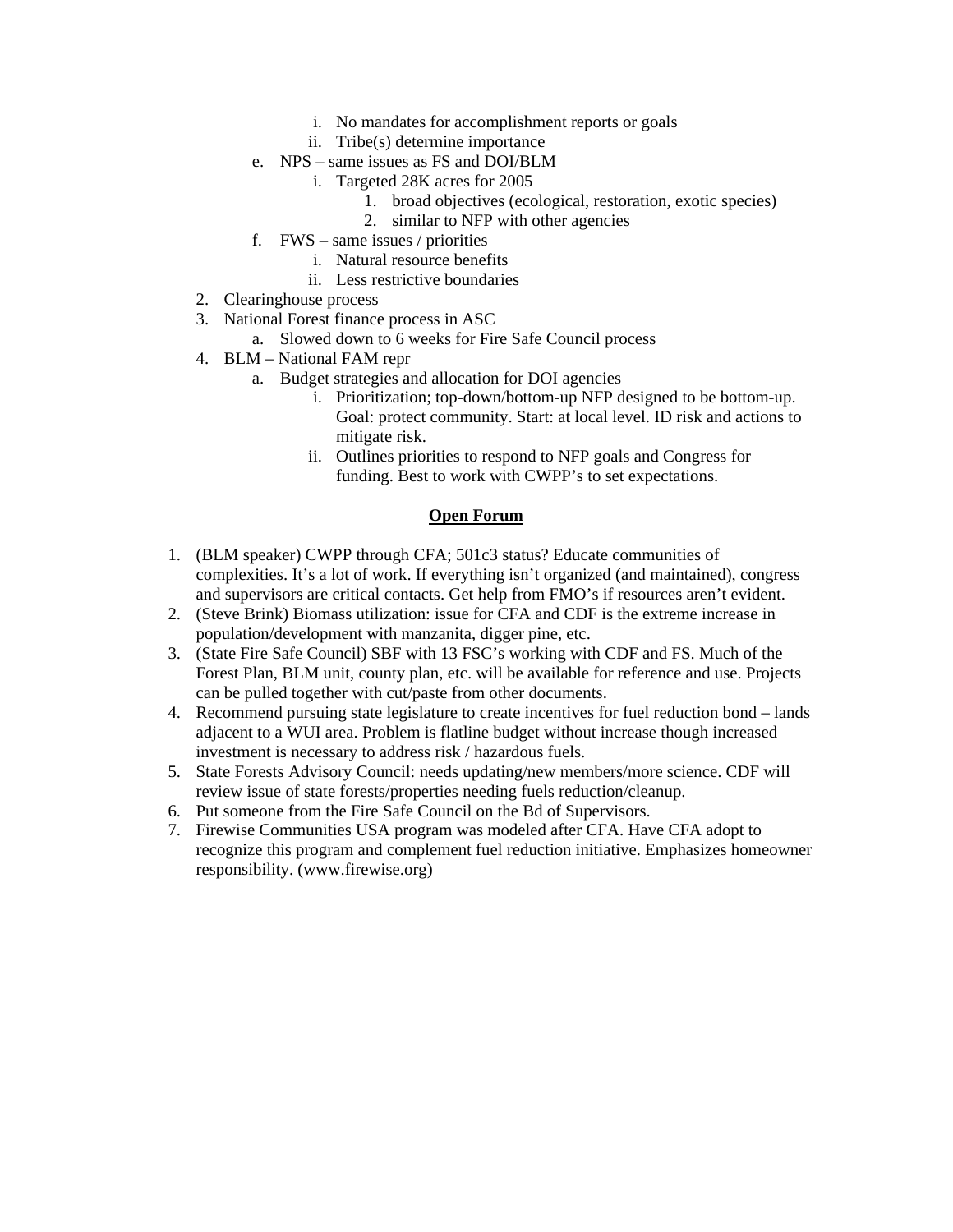i. No mandates for accomplishment reports or goals
            ii. Tribe(s) determine importance
    e. NPS – same issues as FS and DOI/BLM
        i. Targeted 28K acres for 2005
            1. broad objectives (ecological, restoration, exotic species)
            2. similar to NFP with other agencies
    f. FWS – same issues / priorities
        i. Natural resource benefits
        ii. Less restrictive boundaries
2. Clearinghouse process
3. National Forest finance process in ASC
    a. Slowed down to 6 weeks for Fire Safe Council process
4. BLM – National FAM repr
    a. Budget strategies and allocation for DOI agencies
        i. Prioritization; top-down/bottom-up NFP designed to be bottom-up. Goal: protect community. Start: at local level. ID risk and actions to mitigate risk.
        ii. Outlines priorities to respond to NFP goals and Congress for funding. Best to work with CWPP's to set expectations.

**Open Forum**

1. (BLM speaker) CWPP through CFA; 501c3 status? Educate communities of complexities. It's a lot of work. If everything isn't organized (and maintained), congress and supervisors are critical contacts. Get help from FMO's if resources aren't evident.
2. (Steve Brink) Biomass utilization: issue for CFA and CDF is the extreme increase in population/development with manzanita, digger pine, etc.
3. (State Fire Safe Council) SBF with 13 FSC's working with CDF and FS. Much of the Forest Plan, BLM unit, county plan, etc. will be available for reference and use. Projects can be pulled together with cut/paste from other documents.
4. Recommend pursuing state legislature to create incentives for fuel reduction bond – lands adjacent to a WUI area. Problem is flatline budget without increase though increased investment is necessary to address risk / hazardous fuels.
5. State Forests Advisory Council: needs updating/new members/more science. CDF will review issue of state forests/properties needing fuels reduction/cleanup.
6. Put someone from the Fire Safe Council on the Bd of Supervisors.
7. Firewise Communities USA program was modeled after CFA. Have CFA adopt to recognize this program and complement fuel reduction initiative. Emphasizes homeowner responsibility. (www.firewise.org)